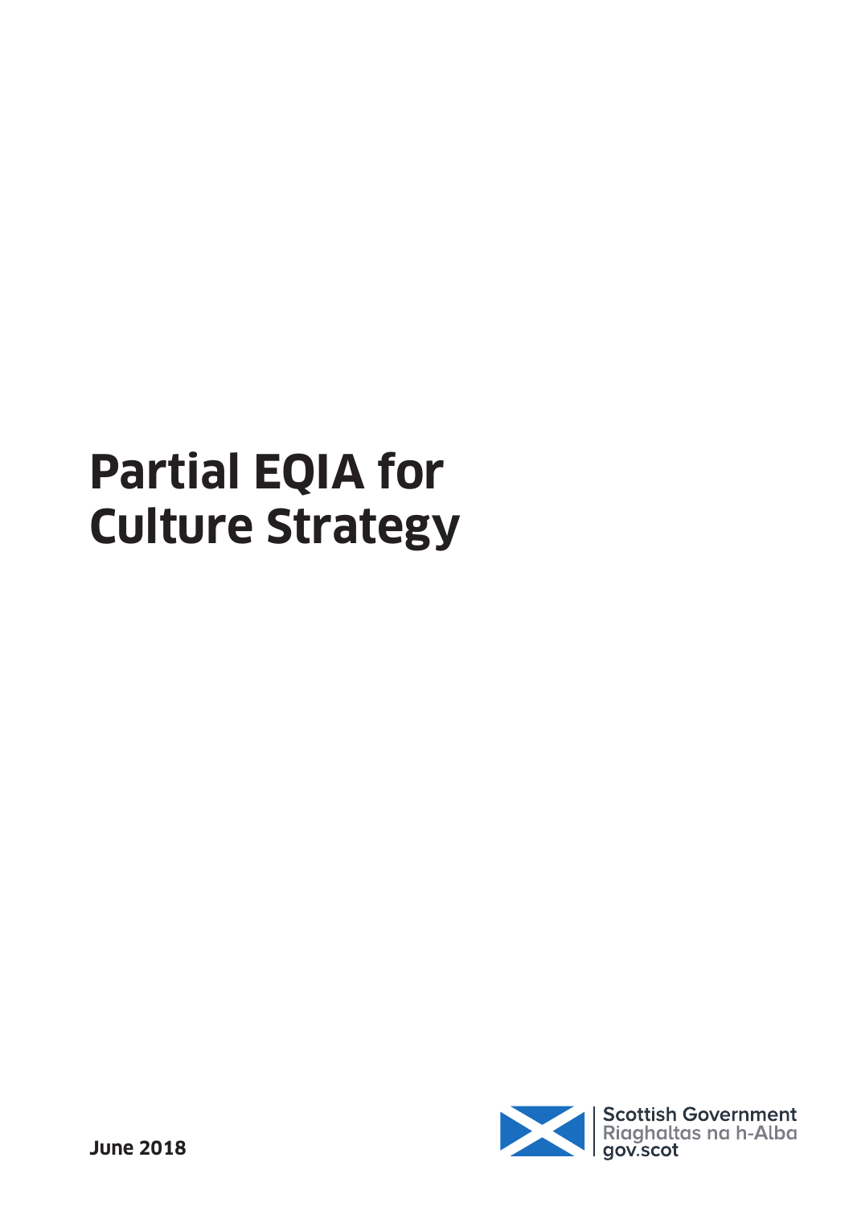# Partial EQIA for Culture Strategy

June 2018

Scottish Government
Riaghaltas na h-Alba
gov.scot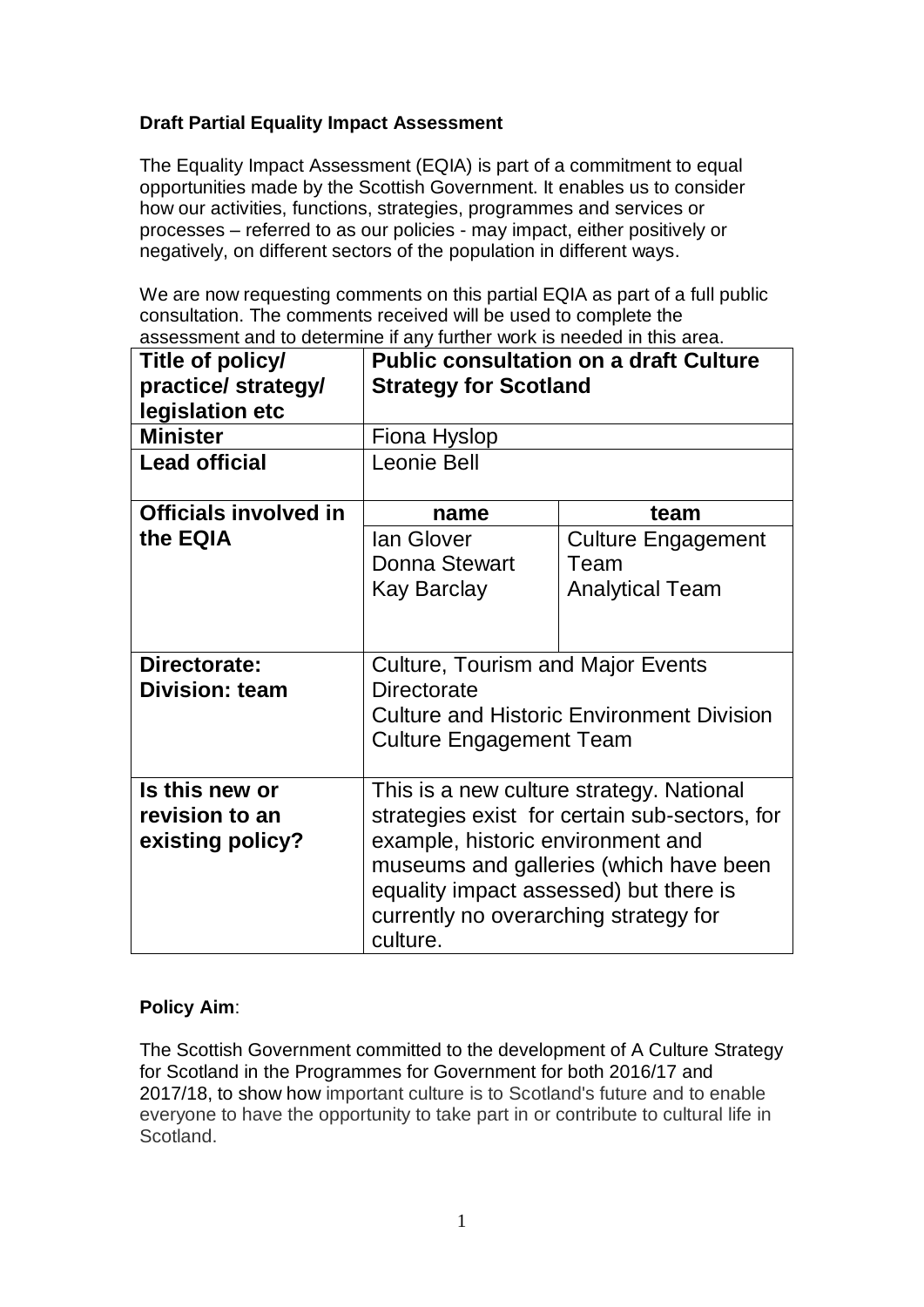**Draft Partial Equality Impact Assessment**

The Equality Impact Assessment (EQIA) is part of a commitment to equal opportunities made by the Scottish Government. It enables us to consider how our activities, functions, strategies, programmes and services or processes – referred to as our policies - may impact, either positively or negatively, on different sectors of the population in different ways.

We are now requesting comments on this partial EQIA as part of a full public consultation. The comments received will be used to complete the assessment and to determine if any further work is needed in this area.

| **Title of policy/ practice/ strategy/ legislation etc** | **Public consultation on a draft Culture Strategy for Scotland** | |
|---|---|---|
| **Minister** | Fiona Hyslop | |
| **Lead official** | Leonie Bell | |
| **Officials involved in the EQIA** | **name** | **team** |
| | Ian Glover<br>Donna Stewart<br>Kay Barclay | Culture Engagement Team<br>Analytical Team |
| **Directorate: Division: team** | Culture, Tourism and Major Events Directorate<br>Culture and Historic Environment Division<br>Culture Engagement Team | |
| **Is this new or revision to an existing policy?** | This is a new culture strategy. National strategies exist for certain sub-sectors, for example, historic environment and museums and galleries (which have been equality impact assessed) but there is currently no overarching strategy for culture. | |

**Policy Aim**:

The Scottish Government committed to the development of A Culture Strategy for Scotland in the Programmes for Government for both 2016/17 and 2017/18, to show how important culture is to Scotland's future and to enable everyone to have the opportunity to take part in or contribute to cultural life in Scotland.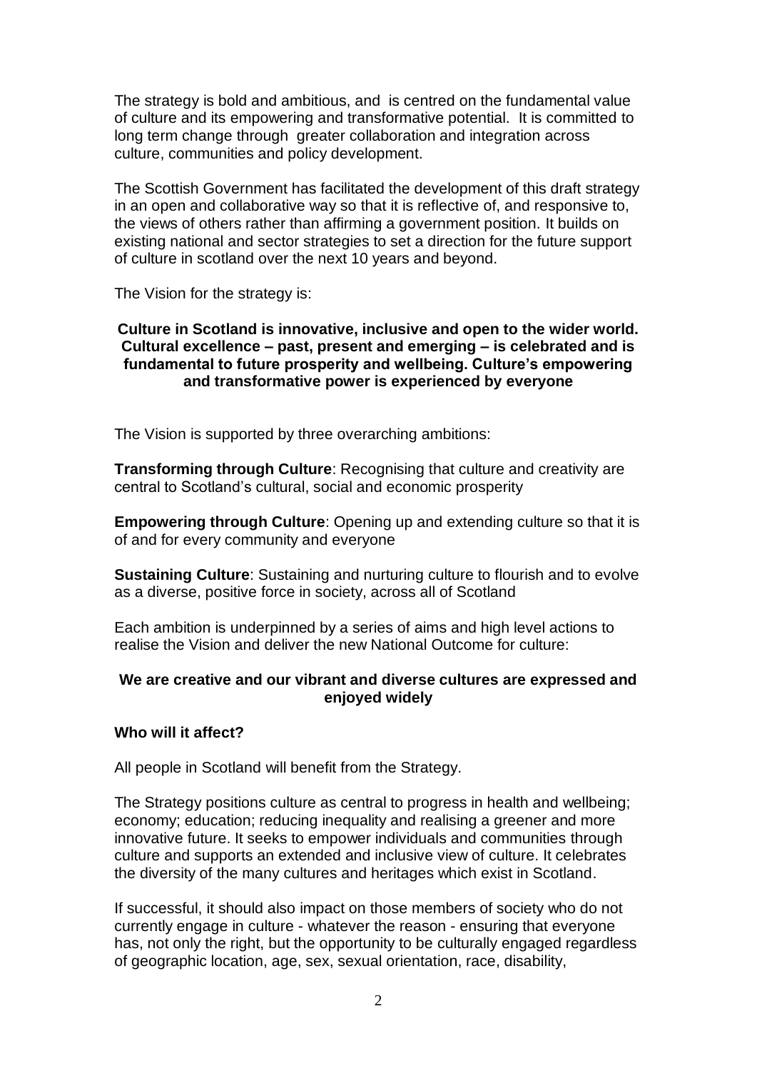The strategy is bold and ambitious, and is centred on the fundamental value of culture and its empowering and transformative potential. It is committed to long term change through greater collaboration and integration across culture, communities and policy development.

The Scottish Government has facilitated the development of this draft strategy in an open and collaborative way so that it is reflective of, and responsive to, the views of others rather than affirming a government position. It builds on existing national and sector strategies to set a direction for the future support of culture in scotland over the next 10 years and beyond.

The Vision for the strategy is:

**Culture in Scotland is innovative, inclusive and open to the wider world. Cultural excellence – past, present and emerging – is celebrated and is fundamental to future prosperity and wellbeing. Culture's empowering and transformative power is experienced by everyone**

The Vision is supported by three overarching ambitions:

**Transforming through Culture**: Recognising that culture and creativity are central to Scotland's cultural, social and economic prosperity

**Empowering through Culture**: Opening up and extending culture so that it is of and for every community and everyone

**Sustaining Culture**: Sustaining and nurturing culture to flourish and to evolve as a diverse, positive force in society, across all of Scotland

Each ambition is underpinned by a series of aims and high level actions to realise the Vision and deliver the new National Outcome for culture:

**We are creative and our vibrant and diverse cultures are expressed and enjoyed widely**

**Who will it affect?**

All people in Scotland will benefit from the Strategy.

The Strategy positions culture as central to progress in health and wellbeing; economy; education; reducing inequality and realising a greener and more innovative future. It seeks to empower individuals and communities through culture and supports an extended and inclusive view of culture. It celebrates the diversity of the many cultures and heritages which exist in Scotland.

If successful, it should also impact on those members of society who do not currently engage in culture - whatever the reason - ensuring that everyone has, not only the right, but the opportunity to be culturally engaged regardless of geographic location, age, sex, sexual orientation, race, disability,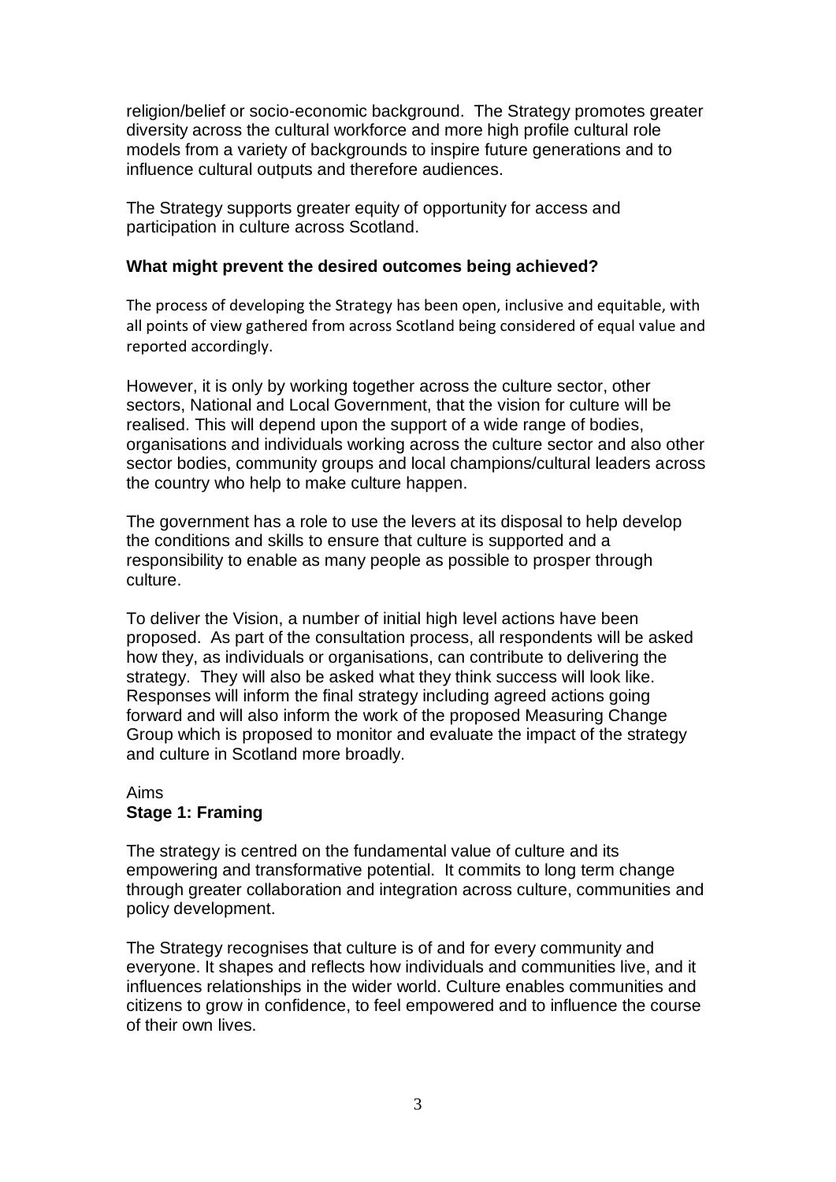religion/belief or socio-economic background. The Strategy promotes greater diversity across the cultural workforce and more high profile cultural role models from a variety of backgrounds to inspire future generations and to influence cultural outputs and therefore audiences.

The Strategy supports greater equity of opportunity for access and participation in culture across Scotland.

**What might prevent the desired outcomes being achieved?**

The process of developing the Strategy has been open, inclusive and equitable, with all points of view gathered from across Scotland being considered of equal value and reported accordingly.

However, it is only by working together across the culture sector, other sectors, National and Local Government, that the vision for culture will be realised. This will depend upon the support of a wide range of bodies, organisations and individuals working across the culture sector and also other sector bodies, community groups and local champions/cultural leaders across the country who help to make culture happen.

The government has a role to use the levers at its disposal to help develop the conditions and skills to ensure that culture is supported and a responsibility to enable as many people as possible to prosper through culture.

To deliver the Vision, a number of initial high level actions have been proposed. As part of the consultation process, all respondents will be asked how they, as individuals or organisations, can contribute to delivering the strategy. They will also be asked what they think success will look like. Responses will inform the final strategy including agreed actions going forward and will also inform the work of the proposed Measuring Change Group which is proposed to monitor and evaluate the impact of the strategy and culture in Scotland more broadly.

Aims

**Stage 1: Framing**

The strategy is centred on the fundamental value of culture and its empowering and transformative potential. It commits to long term change through greater collaboration and integration across culture, communities and policy development.

The Strategy recognises that culture is of and for every community and everyone. It shapes and reflects how individuals and communities live, and it influences relationships in the wider world. Culture enables communities and citizens to grow in confidence, to feel empowered and to influence the course of their own lives.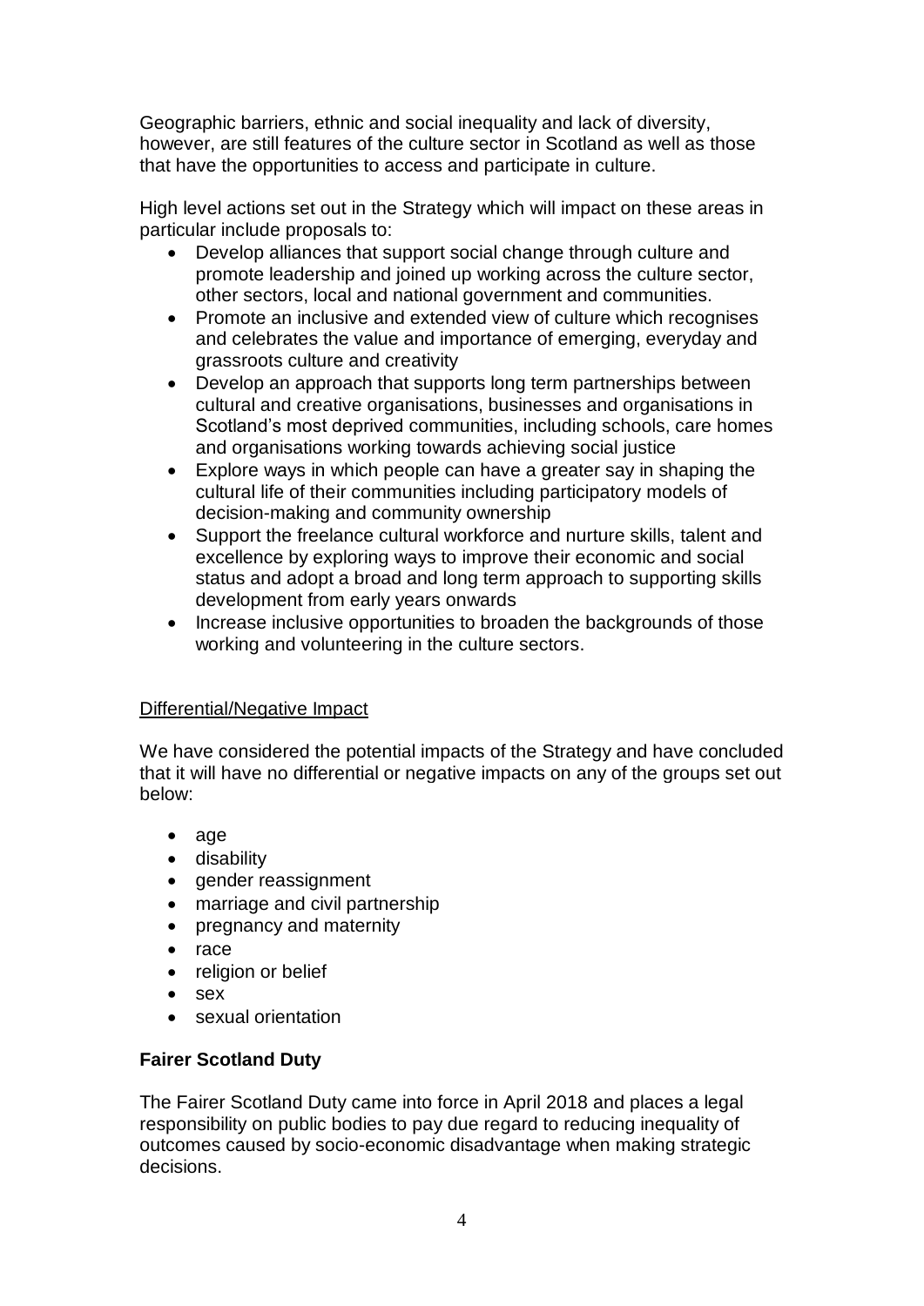Geographic barriers, ethnic and social inequality and lack of diversity, however, are still features of the culture sector in Scotland as well as those that have the opportunities to access and participate in culture.

High level actions set out in the Strategy which will impact on these areas in particular include proposals to:

- Develop alliances that support social change through culture and promote leadership and joined up working across the culture sector, other sectors, local and national government and communities.
- Promote an inclusive and extended view of culture which recognises and celebrates the value and importance of emerging, everyday and grassroots culture and creativity
- Develop an approach that supports long term partnerships between cultural and creative organisations, businesses and organisations in Scotland's most deprived communities, including schools, care homes and organisations working towards achieving social justice
- Explore ways in which people can have a greater say in shaping the cultural life of their communities including participatory models of decision-making and community ownership
- Support the freelance cultural workforce and nurture skills, talent and excellence by exploring ways to improve their economic and social status and adopt a broad and long term approach to supporting skills development from early years onwards
- Increase inclusive opportunities to broaden the backgrounds of those working and volunteering in the culture sectors.

Differential/Negative Impact

We have considered the potential impacts of the Strategy and have concluded that it will have no differential or negative impacts on any of the groups set out below:

- age
- disability
- gender reassignment
- marriage and civil partnership
- pregnancy and maternity
- race
- religion or belief
- sex
- sexual orientation

**Fairer Scotland Duty**

The Fairer Scotland Duty came into force in April 2018 and places a legal responsibility on public bodies to pay due regard to reducing inequality of outcomes caused by socio-economic disadvantage when making strategic decisions.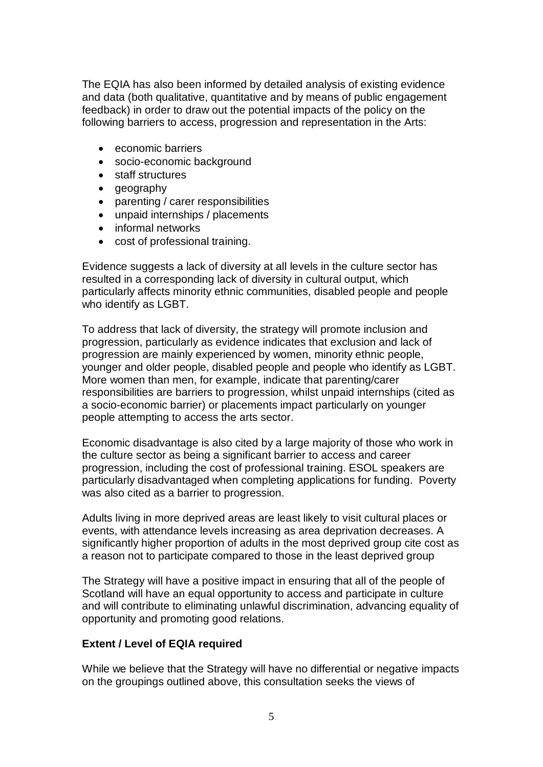The EQIA has also been informed by detailed analysis of existing evidence and data (both qualitative, quantitative and by means of public engagement feedback) in order to draw out the potential impacts of the policy on the following barriers to access, progression and representation in the Arts:

- economic barriers
- socio-economic background
- staff structures
- geography
- parenting / carer responsibilities
- unpaid internships / placements
- informal networks
- cost of professional training.

Evidence suggests a lack of diversity at all levels in the culture sector has resulted in a corresponding lack of diversity in cultural output, which particularly affects minority ethnic communities, disabled people and people who identify as LGBT.

To address that lack of diversity, the strategy will promote inclusion and progression, particularly as evidence indicates that exclusion and lack of progression are mainly experienced by women, minority ethnic people, younger and older people, disabled people and people who identify as LGBT. More women than men, for example, indicate that parenting/carer responsibilities are barriers to progression, whilst unpaid internships (cited as a socio-economic barrier) or placements impact particularly on younger people attempting to access the arts sector.

Economic disadvantage is also cited by a large majority of those who work in the culture sector as being a significant barrier to access and career progression, including the cost of professional training. ESOL speakers are particularly disadvantaged when completing applications for funding. Poverty was also cited as a barrier to progression.

Adults living in more deprived areas are least likely to visit cultural places or events, with attendance levels increasing as area deprivation decreases. A significantly higher proportion of adults in the most deprived group cite cost as a reason not to participate compared to those in the least deprived group

The Strategy will have a positive impact in ensuring that all of the people of Scotland will have an equal opportunity to access and participate in culture and will contribute to eliminating unlawful discrimination, advancing equality of opportunity and promoting good relations.

**Extent / Level of EQIA required**

While we believe that the Strategy will have no differential or negative impacts on the groupings outlined above, this consultation seeks the views of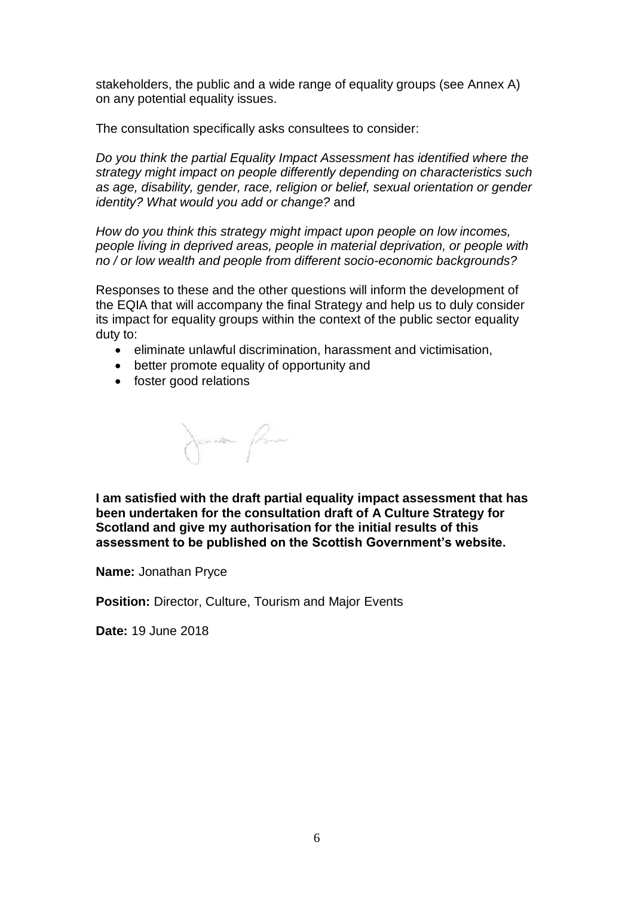stakeholders, the public and a wide range of equality groups (see Annex A) on any potential equality issues.

The consultation specifically asks consultees to consider:

*Do you think the partial Equality Impact Assessment has identified where the strategy might impact on people differently depending on characteristics such as age, disability, gender, race, religion or belief, sexual orientation or gender identity? What would you add or change?* and

*How do you think this strategy might impact upon people on low incomes, people living in deprived areas, people in material deprivation, or people with no / or low wealth and people from different socio-economic backgrounds?*

Responses to these and the other questions will inform the development of the EQIA that will accompany the final Strategy and help us to duly consider its impact for equality groups within the context of the public sector equality duty to:

- eliminate unlawful discrimination, harassment and victimisation,
- better promote equality of opportunity and
- foster good relations

**I am satisfied with the draft partial equality impact assessment that has been undertaken for the consultation draft of A Culture Strategy for Scotland and give my authorisation for the initial results of this assessment to be published on the Scottish Government's website.**

**Name:** Jonathan Pryce

**Position:** Director, Culture, Tourism and Major Events

**Date:** 19 June 2018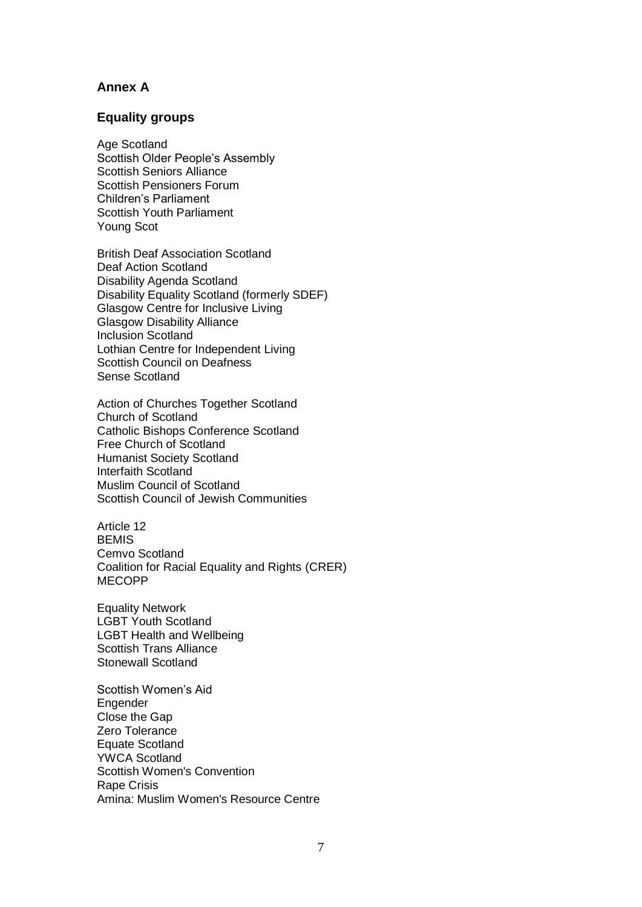## Annex A

### Equality groups

Age Scotland
Scottish Older People's Assembly
Scottish Seniors Alliance
Scottish Pensioners Forum
Children's Parliament
Scottish Youth Parliament
Young Scot

British Deaf Association Scotland
Deaf Action Scotland
Disability Agenda Scotland
Disability Equality Scotland (formerly SDEF)
Glasgow Centre for Inclusive Living
Glasgow Disability Alliance
Inclusion Scotland
Lothian Centre for Independent Living
Scottish Council on Deafness
Sense Scotland

Action of Churches Together Scotland
Church of Scotland
Catholic Bishops Conference Scotland
Free Church of Scotland
Humanist Society Scotland
Interfaith Scotland
Muslim Council of Scotland
Scottish Council of Jewish Communities

Article 12
BEMIS
Cemvo Scotland
Coalition for Racial Equality and Rights (CRER)
MECOPP

Equality Network
LGBT Youth Scotland
LGBT Health and Wellbeing
Scottish Trans Alliance
Stonewall Scotland

Scottish Women's Aid
Engender
Close the Gap
Zero Tolerance
Equate Scotland
YWCA Scotland
Scottish Women's Convention
Rape Crisis
Amina: Muslim Women's Resource Centre